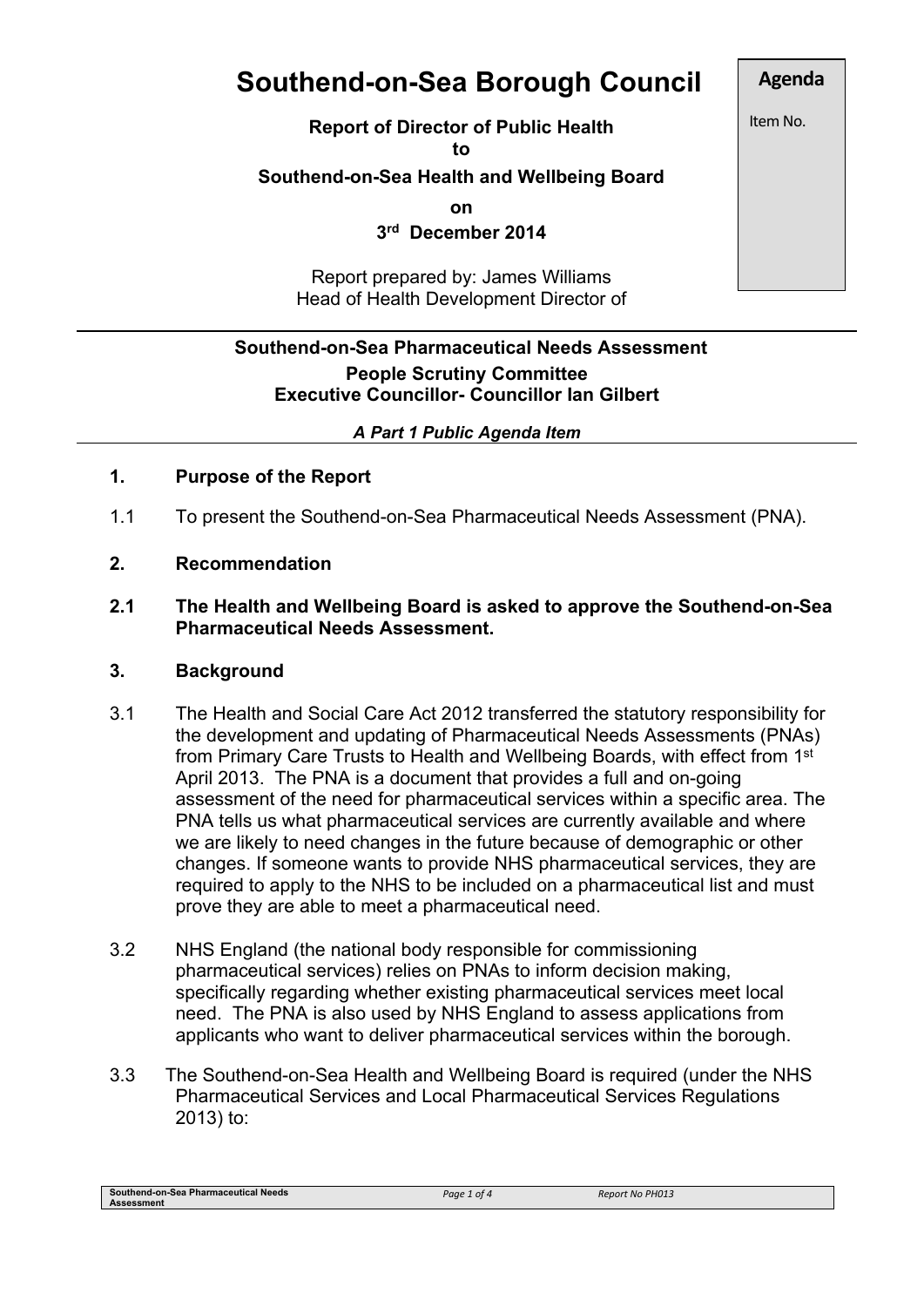# Southend-on-Sea Borough Council

**Agenda**

Item No.

**Report of Director of Public Health**
**to**
**Southend-on-Sea Health and Wellbeing Board**
**on**
**3rd December 2014**

Report prepared by: James Williams
Head of Health Development Director of

---

**Southend-on-Sea Pharmaceutical Needs Assessment**
**People Scrutiny Committee**
**Executive Councillor- Councillor Ian Gilbert**

***A Part 1 Public Agenda Item***

---

## 1. Purpose of the Report

1.1 To present the Southend-on-Sea Pharmaceutical Needs Assessment (PNA).

## 2. Recommendation

**2.1 The Health and Wellbeing Board is asked to approve the Southend-on-Sea Pharmaceutical Needs Assessment.**

## 3. Background

3.1 The Health and Social Care Act 2012 transferred the statutory responsibility for the development and updating of Pharmaceutical Needs Assessments (PNAs) from Primary Care Trusts to Health and Wellbeing Boards, with effect from 1st April 2013. The PNA is a document that provides a full and on-going assessment of the need for pharmaceutical services within a specific area. The PNA tells us what pharmaceutical services are currently available and where we are likely to need changes in the future because of demographic or other changes. If someone wants to provide NHS pharmaceutical services, they are required to apply to the NHS to be included on a pharmaceutical list and must prove they are able to meet a pharmaceutical need.

3.2 NHS England (the national body responsible for commissioning pharmaceutical services) relies on PNAs to inform decision making, specifically regarding whether existing pharmaceutical services meet local need. The PNA is also used by NHS England to assess applications from applicants who want to deliver pharmaceutical services within the borough.

3.3 The Southend-on-Sea Health and Wellbeing Board is required (under the NHS Pharmaceutical Services and Local Pharmaceutical Services Regulations 2013) to: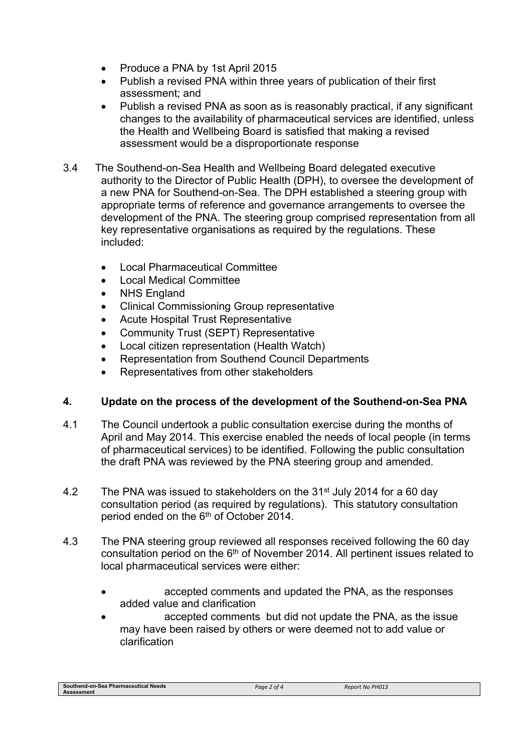- Produce a PNA by 1st April 2015
- Publish a revised PNA within three years of publication of their first assessment; and
- Publish a revised PNA as soon as is reasonably practical, if any significant changes to the availability of pharmaceutical services are identified, unless the Health and Wellbeing Board is satisfied that making a revised assessment would be a disproportionate response

3.4 The Southend-on-Sea Health and Wellbeing Board delegated executive authority to the Director of Public Health (DPH), to oversee the development of a new PNA for Southend-on-Sea. The DPH established a steering group with appropriate terms of reference and governance arrangements to oversee the development of the PNA. The steering group comprised representation from all key representative organisations as required by the regulations. These included:

- Local Pharmaceutical Committee
- Local Medical Committee
- NHS England
- Clinical Commissioning Group representative
- Acute Hospital Trust Representative
- Community Trust (SEPT) Representative
- Local citizen representation (Health Watch)
- Representation from Southend Council Departments
- Representatives from other stakeholders

## 4. Update on the process of the development of the Southend-on-Sea PNA

4.1 The Council undertook a public consultation exercise during the months of April and May 2014. This exercise enabled the needs of local people (in terms of pharmaceutical services) to be identified. Following the public consultation the draft PNA was reviewed by the PNA steering group and amended.

4.2 The PNA was issued to stakeholders on the 31st July 2014 for a 60 day consultation period (as required by regulations). This statutory consultation period ended on the 6th of October 2014.

4.3 The PNA steering group reviewed all responses received following the 60 day consultation period on the 6th of November 2014. All pertinent issues related to local pharmaceutical services were either:

- accepted comments and updated the PNA, as the responses added value and clarification
- accepted comments but did not update the PNA, as the issue may have been raised by others or were deemed not to add value or clarification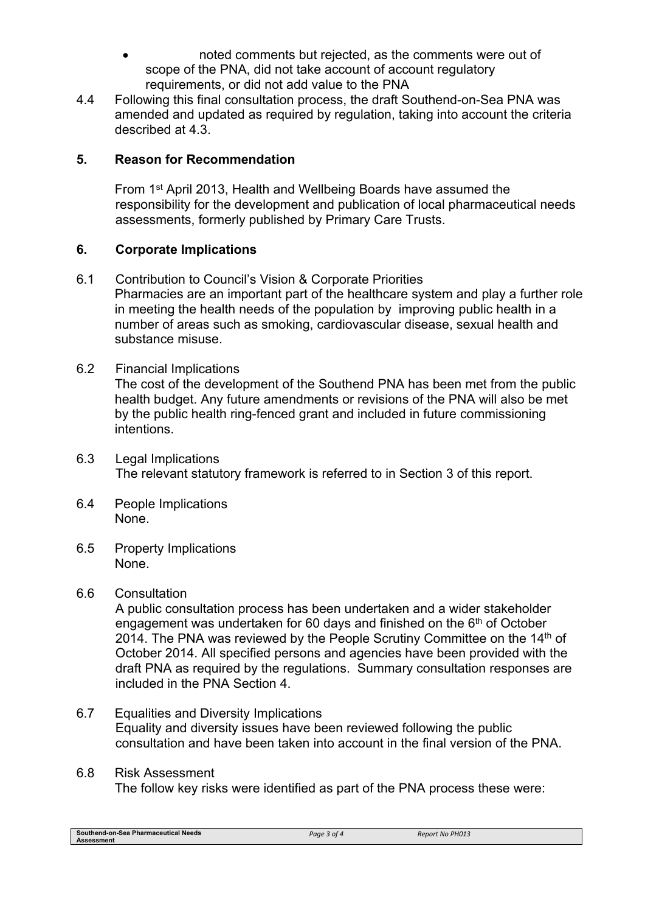- noted comments but rejected, as the comments were out of scope of the PNA, did not take account of account regulatory requirements, or did not add value to the PNA

4.4 Following this final consultation process, the draft Southend-on-Sea PNA was amended and updated as required by regulation, taking into account the criteria described at 4.3.

## 5. Reason for Recommendation

From 1st April 2013, Health and Wellbeing Boards have assumed the responsibility for the development and publication of local pharmaceutical needs assessments, formerly published by Primary Care Trusts.

## 6. Corporate Implications

6.1 Contribution to Council's Vision & Corporate Priorities
Pharmacies are an important part of the healthcare system and play a further role in meeting the health needs of the population by improving public health in a number of areas such as smoking, cardiovascular disease, sexual health and substance misuse.

6.2 Financial Implications
The cost of the development of the Southend PNA has been met from the public health budget. Any future amendments or revisions of the PNA will also be met by the public health ring-fenced grant and included in future commissioning intentions.

6.3 Legal Implications
The relevant statutory framework is referred to in Section 3 of this report.

6.4 People Implications
None.

6.5 Property Implications
None.

6.6 Consultation
A public consultation process has been undertaken and a wider stakeholder engagement was undertaken for 60 days and finished on the 6th of October 2014. The PNA was reviewed by the People Scrutiny Committee on the 14th of October 2014. All specified persons and agencies have been provided with the draft PNA as required by the regulations. Summary consultation responses are included in the PNA Section 4.

6.7 Equalities and Diversity Implications
Equality and diversity issues have been reviewed following the public consultation and have been taken into account in the final version of the PNA.

6.8 Risk Assessment
The follow key risks were identified as part of the PNA process these were: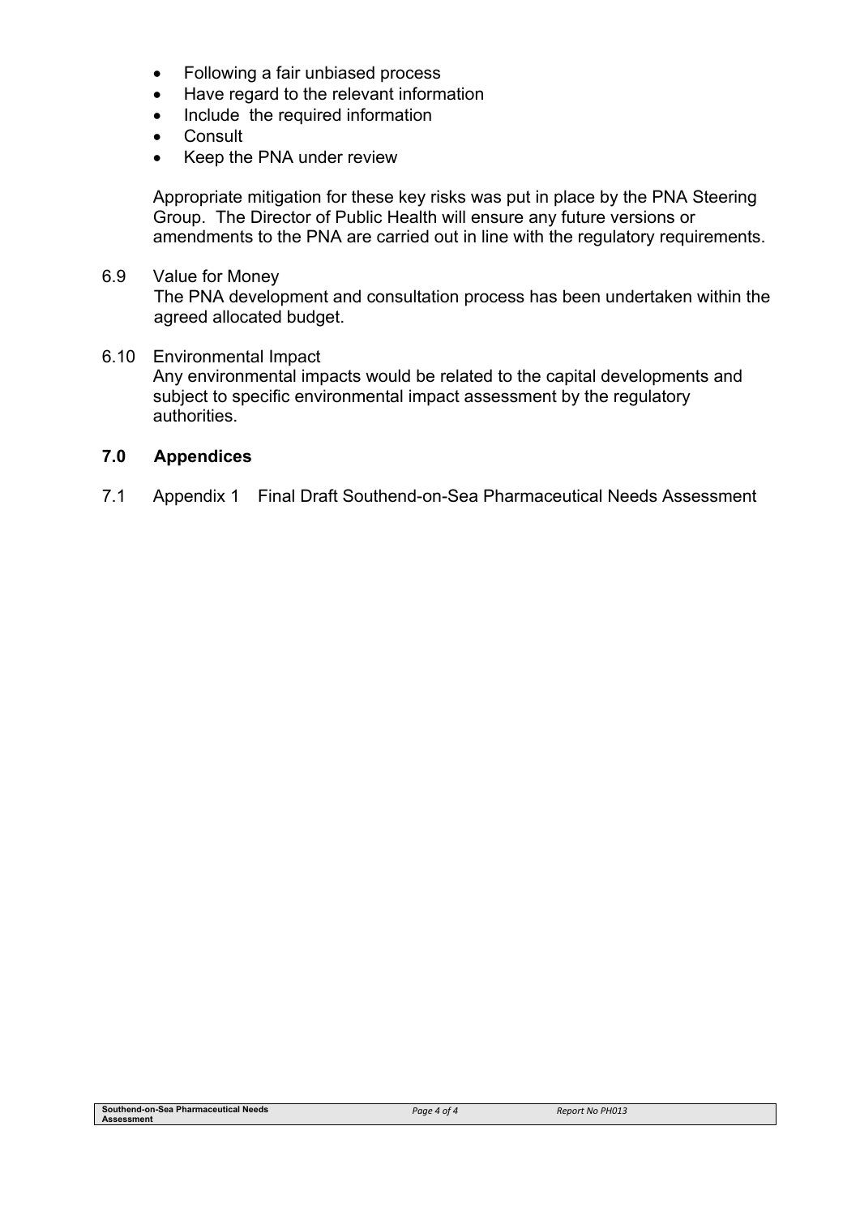- Following a fair unbiased process
- Have regard to the relevant information
- Include the required information
- Consult
- Keep the PNA under review

Appropriate mitigation for these key risks was put in place by the PNA Steering Group. The Director of Public Health will ensure any future versions or amendments to the PNA are carried out in line with the regulatory requirements.

6.9 Value for Money

The PNA development and consultation process has been undertaken within the agreed allocated budget.

6.10 Environmental Impact

Any environmental impacts would be related to the capital developments and subject to specific environmental impact assessment by the regulatory authorities.

## 7.0 Appendices

7.1 Appendix 1 Final Draft Southend-on-Sea Pharmaceutical Needs Assessment